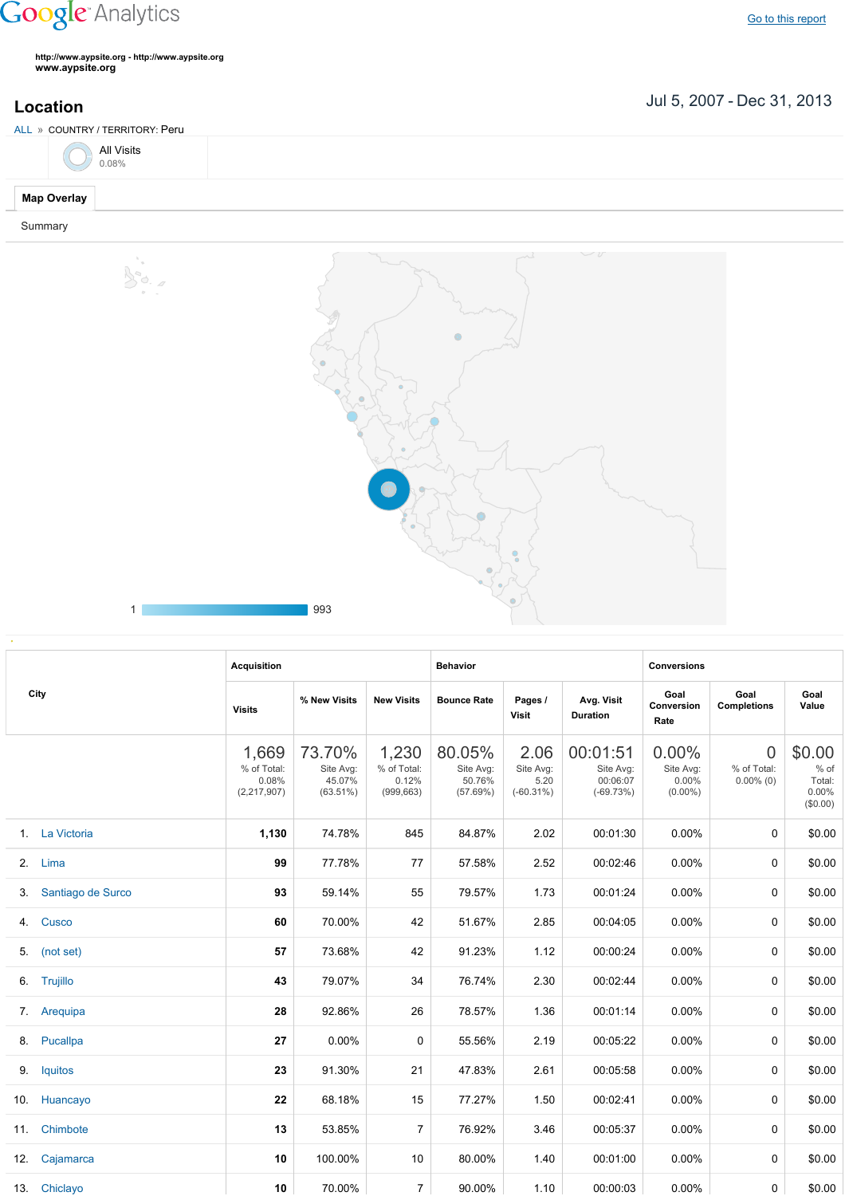Google Analytics

Go to this report

http://www.aypsite.org - http://www.aypsite.org
**www.aypsite.org**

## Location

Jul 5, 2007 - Dec 31, 2013

ALL » COUNTRY / TERRITORY: Peru

All Visits
0.08%

**Map Overlay**

Summary

1 993

| City | Acquisition | | | Behavior | | | Conversions | | |
|---|---|---|---|---|---|---|---|---|---|
| | Visits | % New Visits | New Visits | Bounce Rate | Pages / Visit | Avg. Visit Duration | Goal Conversion Rate | Goal Completions | Goal Value |
| | 1,669 % of Total: 0.08% (2,217,907) | 73.70% Site Avg: 45.07% (63.51%) | 1,230 % of Total: 0.12% (999,663) | 80.05% Site Avg: 50.76% (57.69%) | 2.06 Site Avg: 5.20 (-60.31%) | 00:01:51 Site Avg: 00:06:07 (-69.73%) | 0.00% Site Avg: 0.00% (0.00%) | 0 % of Total: 0.00% (0) | $0.00 % of Total: 0.00% ($0.00) |
| 1. La Victoria | **1,130** | 74.78% | 845 | 84.87% | 2.02 | 00:01:30 | 0.00% | 0 | $0.00 |
| 2. Lima | **99** | 77.78% | 77 | 57.58% | 2.52 | 00:02:46 | 0.00% | 0 | $0.00 |
| 3. Santiago de Surco | **93** | 59.14% | 55 | 79.57% | 1.73 | 00:01:24 | 0.00% | 0 | $0.00 |
| 4. Cusco | **60** | 70.00% | 42 | 51.67% | 2.85 | 00:04:05 | 0.00% | 0 | $0.00 |
| 5. (not set) | **57** | 73.68% | 42 | 91.23% | 1.12 | 00:00:24 | 0.00% | 0 | $0.00 |
| 6. Trujillo | **43** | 79.07% | 34 | 76.74% | 2.30 | 00:02:44 | 0.00% | 0 | $0.00 |
| 7. Arequipa | **28** | 92.86% | 26 | 78.57% | 1.36 | 00:01:14 | 0.00% | 0 | $0.00 |
| 8. Pucallpa | **27** | 0.00% | 0 | 55.56% | 2.19 | 00:05:22 | 0.00% | 0 | $0.00 |
| 9. Iquitos | **23** | 91.30% | 21 | 47.83% | 2.61 | 00:05:58 | 0.00% | 0 | $0.00 |
| 10. Huancayo | **22** | 68.18% | 15 | 77.27% | 1.50 | 00:02:41 | 0.00% | 0 | $0.00 |
| 11. Chimbote | **13** | 53.85% | 7 | 76.92% | 3.46 | 00:05:37 | 0.00% | 0 | $0.00 |
| 12. Cajamarca | **10** | 100.00% | 10 | 80.00% | 1.40 | 00:01:00 | 0.00% | 0 | $0.00 |
| 13. Chiclayo | **10** | 70.00% | 7 | 90.00% | 1.10 | 00:00:03 | 0.00% | 0 | $0.00 |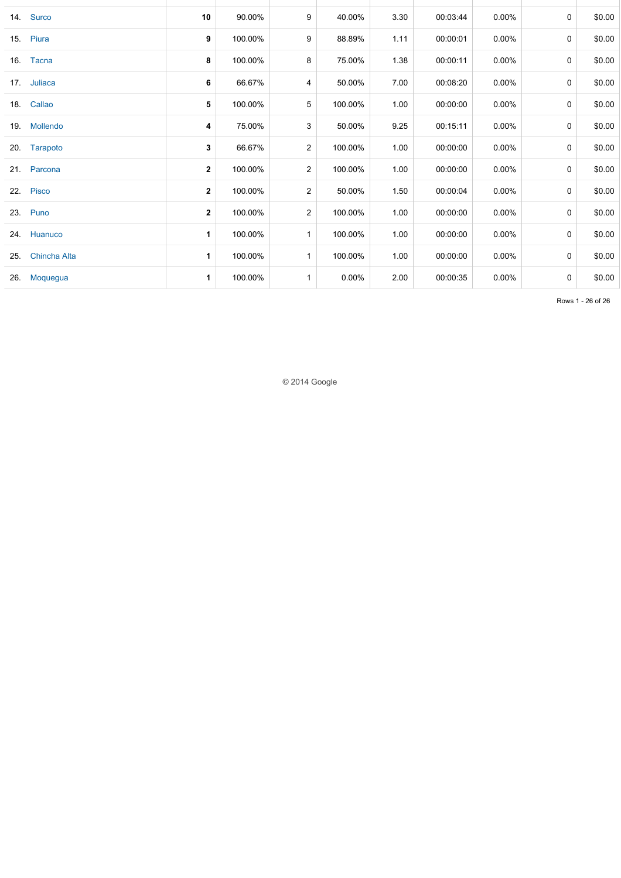| | | | | | | | | | |
|---|---|---|---|---|---|---|---|---|---|
| 14. | Surco | **10** | 90.00% | 9 | 40.00% | 3.30 | 00:03:44 | 0.00% | 0 | $0.00 |
| 15. | Piura | **9** | 100.00% | 9 | 88.89% | 1.11 | 00:00:01 | 0.00% | 0 | $0.00 |
| 16. | Tacna | **8** | 100.00% | 8 | 75.00% | 1.38 | 00:00:11 | 0.00% | 0 | $0.00 |
| 17. | Juliaca | **6** | 66.67% | 4 | 50.00% | 7.00 | 00:08:20 | 0.00% | 0 | $0.00 |
| 18. | Callao | **5** | 100.00% | 5 | 100.00% | 1.00 | 00:00:00 | 0.00% | 0 | $0.00 |
| 19. | Mollendo | **4** | 75.00% | 3 | 50.00% | 9.25 | 00:15:11 | 0.00% | 0 | $0.00 |
| 20. | Tarapoto | **3** | 66.67% | 2 | 100.00% | 1.00 | 00:00:00 | 0.00% | 0 | $0.00 |
| 21. | Parcona | **2** | 100.00% | 2 | 100.00% | 1.00 | 00:00:00 | 0.00% | 0 | $0.00 |
| 22. | Pisco | **2** | 100.00% | 2 | 50.00% | 1.50 | 00:00:04 | 0.00% | 0 | $0.00 |
| 23. | Puno | **2** | 100.00% | 2 | 100.00% | 1.00 | 00:00:00 | 0.00% | 0 | $0.00 |
| 24. | Huanuco | **1** | 100.00% | 1 | 100.00% | 1.00 | 00:00:00 | 0.00% | 0 | $0.00 |
| 25. | Chincha Alta | **1** | 100.00% | 1 | 100.00% | 1.00 | 00:00:00 | 0.00% | 0 | $0.00 |
| 26. | Moquegua | **1** | 100.00% | 1 | 0.00% | 2.00 | 00:00:35 | 0.00% | 0 | $0.00 |

Rows 1 - 26 of 26

© 2014 Google